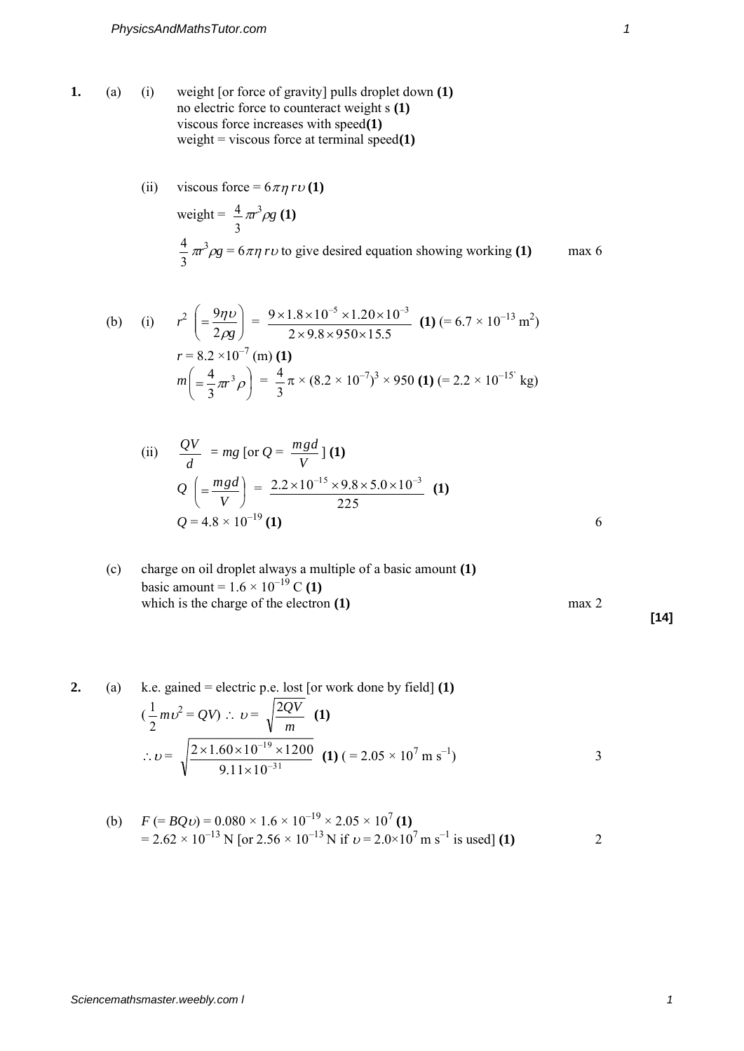**1.** (a) (i) weight [or force of gravity] pulls droplet down **(1)**
no electric force to counteract weight s **(1)**
viscous force increases with speed **(1)**
weight = viscous force at terminal speed **(1)**

(ii) viscous force = $6\pi\eta r\upsilon$ **(1)**

weight = $\frac{4}{3}\pi r^3\rho g$ **(1)**

$\frac{4}{3}\pi r^3\rho g = 6\pi\eta r\upsilon$ to give desired equation showing working **(1)** max 6

(b) (i) $r^2 \left(= \frac{9\eta\upsilon}{2\rho g}\right) = \frac{9 \times 1.8 \times 10^{-5} \times 1.20 \times 10^{-3}}{2 \times 9.8 \times 950 \times 15.5}$ **(1)** (= $6.7 \times 10^{-13}$ m$^2$)

$r = 8.2 \times 10^{-7}$ (m) **(1)**

$m\left(= \frac{4}{3}\pi r^3 \rho\right) = \frac{4}{3}\pi \times (8.2 \times 10^{-7})^3 \times 950$ **(1)** (= $2.2 \times 10^{-15}$ kg)

(ii) $\frac{QV}{d} = mg$ [or $Q = \frac{mgd}{V}$] **(1)**

$Q \left(= \frac{mgd}{V}\right) = \frac{2.2 \times 10^{-15} \times 9.8 \times 5.0 \times 10^{-3}}{225}$ **(1)**

$Q = 4.8 \times 10^{-19}$ **(1)** 6

(c) charge on oil droplet always a multiple of a basic amount **(1)**
basic amount = $1.6 \times 10^{-19}$ C **(1)**
which is the charge of the electron **(1)** max 2

**[14]**

**2.** (a) k.e. gained = electric p.e. lost [or work done by field] **(1)**

($\frac{1}{2}m\upsilon^2 = QV$) $\therefore \upsilon = \sqrt{\frac{2QV}{m}}$ **(1)**

$\therefore \upsilon = \sqrt{\frac{2 \times 1.60 \times 10^{-19} \times 1200}{9.11 \times 10^{-31}}}$ **(1)** ( = $2.05 \times 10^7$ m s$^{-1}$) 3

(b) $F$ (= $BQ\upsilon$) = $0.080 \times 1.6 \times 10^{-19} \times 2.05 \times 10^7$ **(1)**
= $2.62 \times 10^{-13}$ N [or $2.56 \times 10^{-13}$ N if $\upsilon = 2.0 \times 10^7$ m s$^{-1}$ is used] **(1)** 2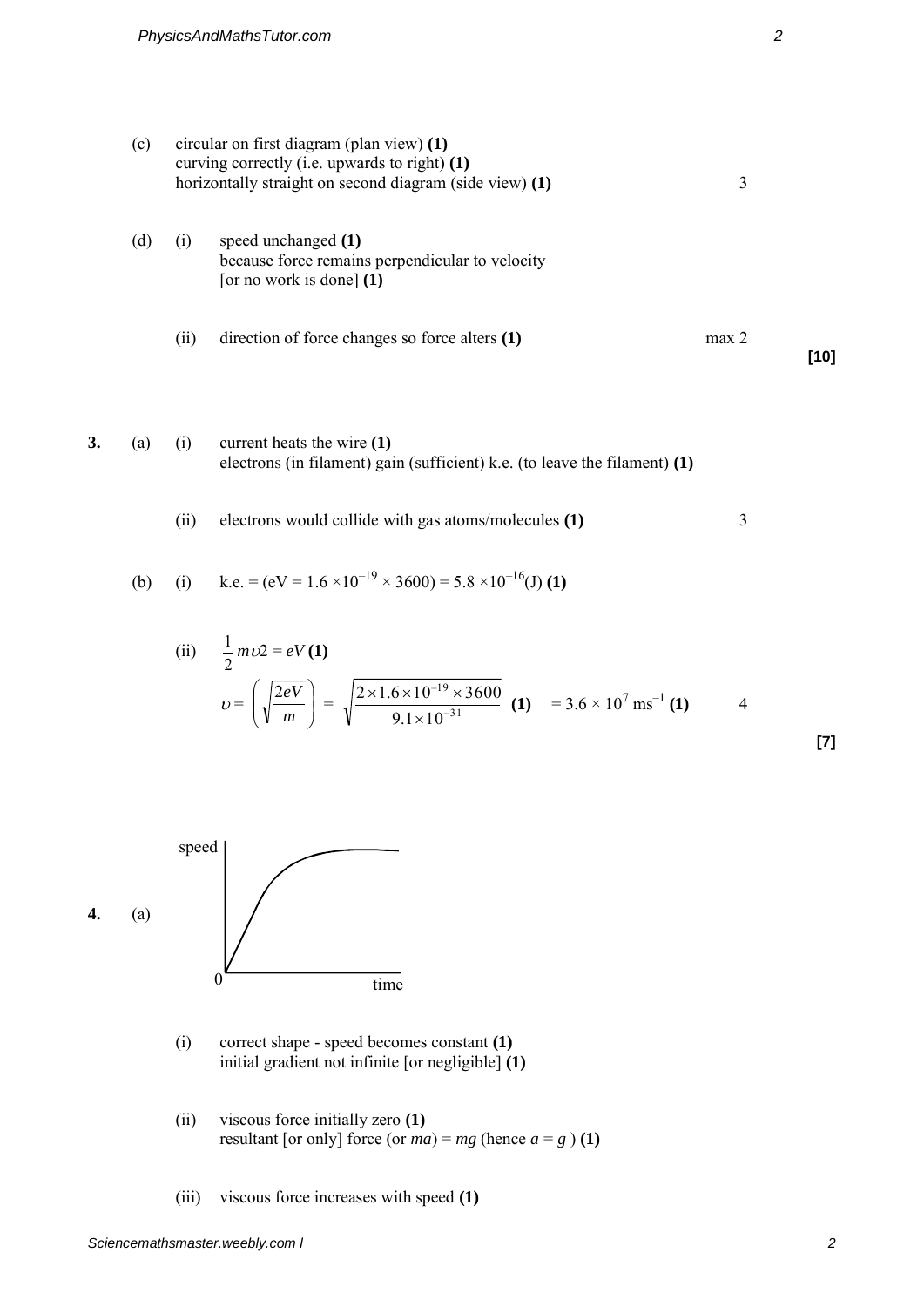(c) circular on first diagram (plan view) **(1)**
curving correctly (i.e. upwards to right) **(1)**
horizontally straight on second diagram (side view) **(1)** 3

(d) (i) speed unchanged **(1)**
because force remains perpendicular to velocity
[or no work is done] **(1)**

(ii) direction of force changes so force alters **(1)** max 2

**[10]**

**3.** (a) (i) current heats the wire **(1)**
electrons (in filament) gain (sufficient) k.e. (to leave the filament) **(1)**

(ii) electrons would collide with gas atoms/molecules **(1)** 3

(b) (i) k.e. = ($eV = 1.6 \times 10^{-19} \times 3600$) = $5.8 \times 10^{-16}$(J) **(1)**

(ii) $\frac{1}{2} m\upsilon 2 = eV$ **(1)**

$$\upsilon = \left(\sqrt{\frac{2eV}{m}}\right) = \sqrt{\frac{2 \times 1.6 \times 10^{-19} \times 3600}{9.1 \times 10^{-31}}} \textbf{ (1)} \quad = 3.6 \times 10^{7} \text{ ms}^{-1} \textbf{ (1)}$$ 4

**[7]**

**4.** (a)

(i) correct shape - speed becomes constant **(1)**
initial gradient not infinite [or negligible] **(1)**

(ii) viscous force initially zero **(1)**
resultant [or only] force (or $ma$) = $mg$ (hence $a = g$ ) **(1)**

(iii) viscous force increases with speed **(1)**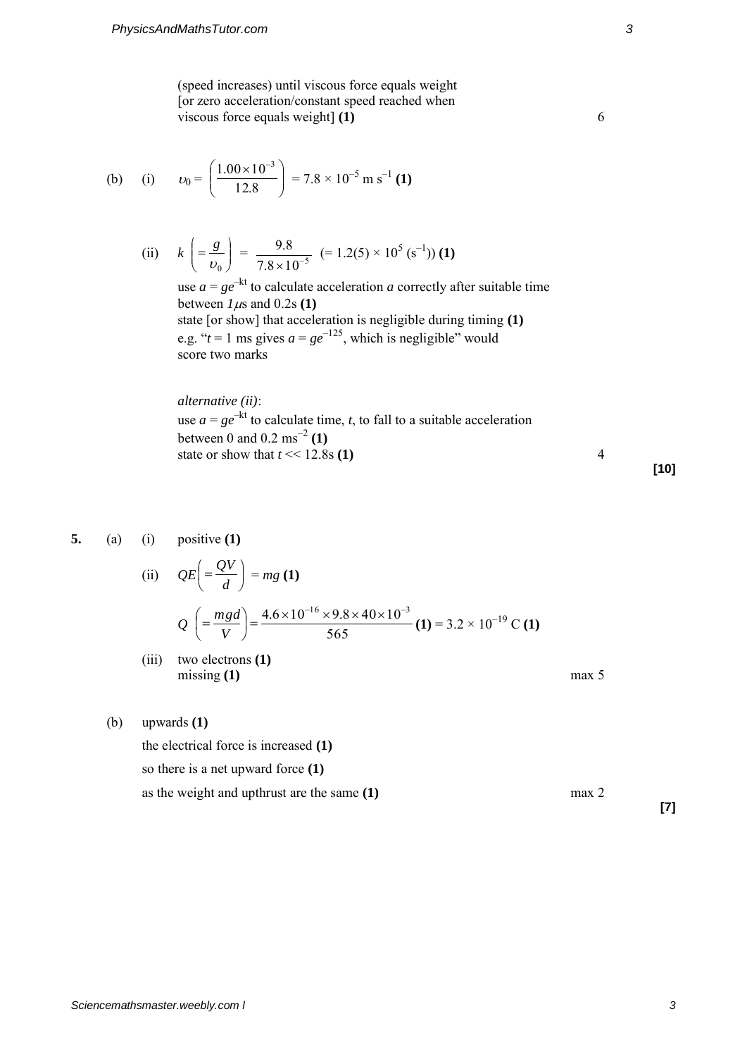(speed increases) until viscous force equals weight
[or zero acceleration/constant speed reached when
viscous force equals weight] **(1)** 6

(b) (i) $\upsilon_0 = \left(\frac{1.00 \times 10^{-3}}{12.8}\right) = 7.8 \times 10^{-5}$ m s$^{-1}$ **(1)**

(ii) $k \left(= \frac{g}{\upsilon_0}\right) = \frac{9.8}{7.8 \times 10^{-5}}$ $(= 1.2(5) \times 10^5 \text{ (s}^{-1}))$ **(1)**

use $a = ge^{-kt}$ to calculate acceleration $a$ correctly after suitable time between $1\mu$s and 0.2s **(1)**
state [or show] that acceleration is negligible during timing **(1)**
e.g. "$t$ = 1 ms gives $a = ge^{-125}$, which is negligible" would score two marks

*alternative (ii)*:
use $a = ge^{-kt}$ to calculate time, $t$, to fall to a suitable acceleration between 0 and 0.2 ms$^{-2}$ **(1)**
state or show that $t \ll 12.8$s **(1)** 4

**[10]**

**5.** (a) (i) positive **(1)**

(ii) $QE\left(= \frac{QV}{d}\right) = mg$ **(1)**

$Q \left(= \frac{mgd}{V}\right) = \frac{4.6 \times 10^{-16} \times 9.8 \times 40 \times 10^{-3}}{565}$ **(1)** $= 3.2 \times 10^{-19}$ C **(1)**

(iii) two electrons **(1)**
missing **(1)** max 5

(b) upwards **(1)**
the electrical force is increased **(1)**
so there is a net upward force **(1)**
as the weight and upthrust are the same **(1)** max 2

**[7]**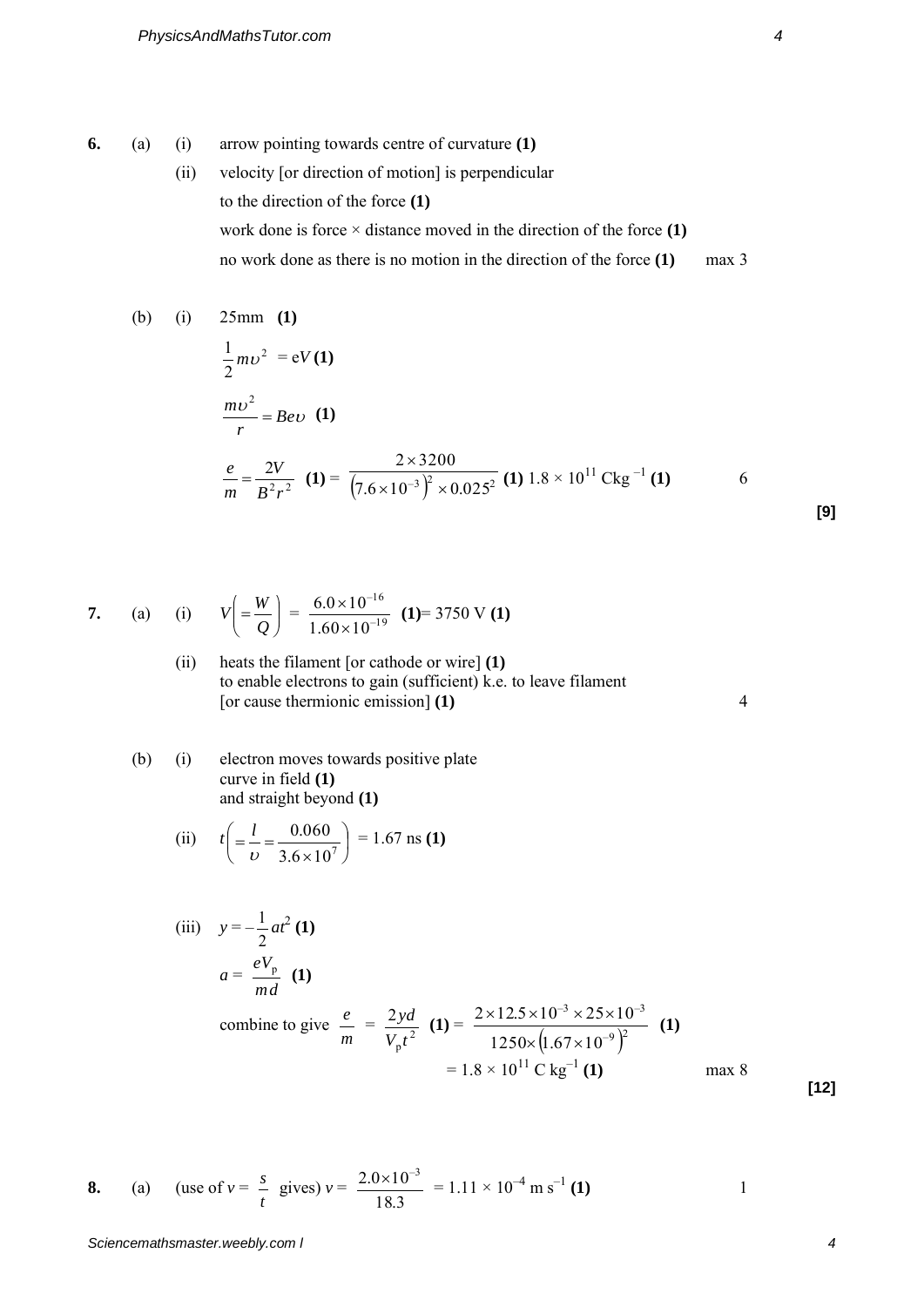**6.** (a) (i) arrow pointing towards centre of curvature **(1)**

(ii) velocity [or direction of motion] is perpendicular to the direction of the force **(1)**

work done is force × distance moved in the direction of the force **(1)**

no work done as there is no motion in the direction of the force **(1)** max 3

(b) (i) 25mm **(1)**

$\frac{1}{2}m\upsilon^2 = eV$ **(1)**

$\frac{m\upsilon^2}{r} = Be\upsilon$ **(1)**

$\frac{e}{m} = \frac{2V}{B^2r^2}$ **(1)** = $\frac{2 \times 3200}{\left(7.6 \times 10^{-3}\right)^2 \times 0.025^2}$ **(1)** $1.8 \times 10^{11}$ Ckg$^{-1}$ **(1)** 6

**[9]**

**7.** (a) (i) $V\left(= \frac{W}{Q}\right) = \frac{6.0 \times 10^{-16}}{1.60 \times 10^{-19}}$ **(1)**= 3750 V **(1)**

(ii) heats the filament [or cathode or wire] **(1)**
to enable electrons to gain (sufficient) k.e. to leave filament
[or cause thermionic emission] **(1)** 4

(b) (i) electron moves towards positive plate
curve in field **(1)**
and straight beyond **(1)**

(ii) $t\left(= \frac{l}{\upsilon} = \frac{0.060}{3.6 \times 10^7}\right)$ = 1.67 ns **(1)**

(iii) $y = -\frac{1}{2}at^2$ **(1)**

$a = \frac{eV_p}{md}$ **(1)**

combine to give $\frac{e}{m} = \frac{2yd}{V_p t^2}$ **(1)** = $\frac{2 \times 12.5 \times 10^{-3} \times 25 \times 10^{-3}}{1250 \times \left(1.67 \times 10^{-9}\right)^2}$ **(1)**

$= 1.8 \times 10^{11}$ C kg$^{-1}$ **(1)** max 8

**[12]**

**8.** (a) (use of $v = \frac{s}{t}$ gives) $v = \frac{2.0 \times 10^{-3}}{18.3} = 1.11 \times 10^{-4}$ m s$^{-1}$ **(1)** 1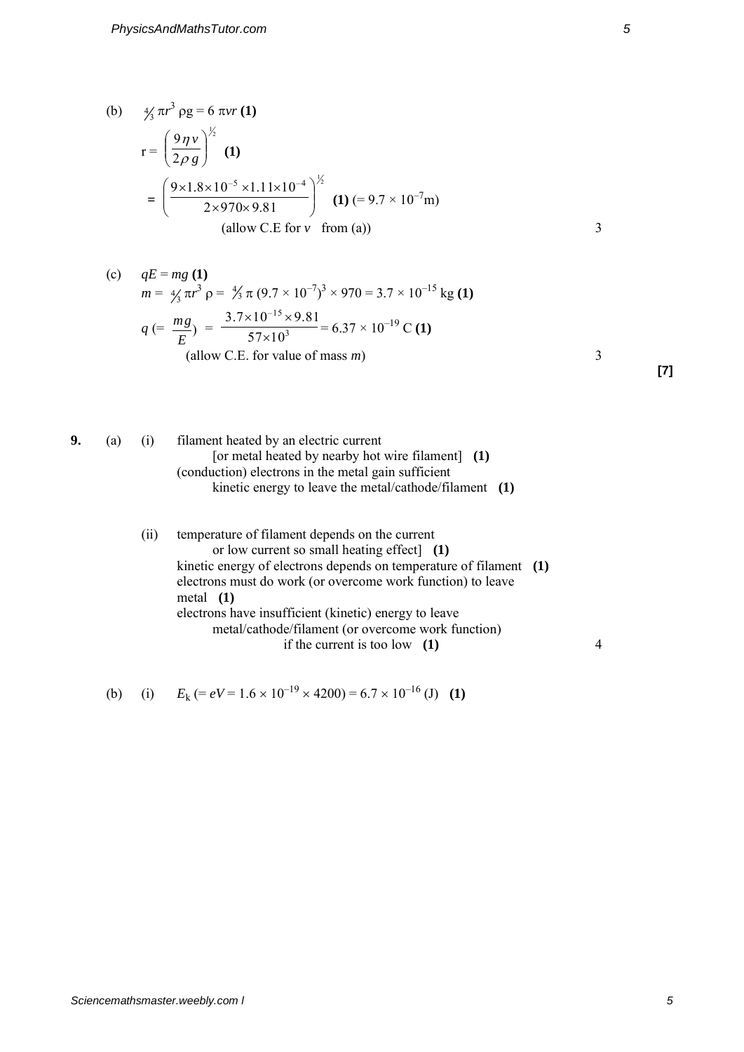(b) $\frac{4}{3}\pi r^3 \rho g = 6\pi v r$ **(1)**

$$r = \left(\frac{9\eta v}{2\rho g}\right)^{\frac{1}{2}} \quad \textbf{(1)}$$

$$= \left(\frac{9 \times 1.8 \times 10^{-5} \times 1.11 \times 10^{-4}}{2 \times 970 \times 9.81}\right)^{\frac{1}{2}} \quad \textbf{(1)} \; (= 9.7 \times 10^{-7}\text{m})$$

(allow C.E for $v$ from (a)) — 3

(c) $qE = mg$ **(1)**

$m = \frac{4}{3}\pi r^3 \rho = \frac{4}{3}\pi (9.7 \times 10^{-7})^3 \times 970 = 3.7 \times 10^{-15}$ kg **(1)**

$$q\ (= \frac{mg}{E}) = \frac{3.7 \times 10^{-15} \times 9.81}{57 \times 10^3} = 6.37 \times 10^{-19}\ \text{C} \quad \textbf{(1)}$$

(allow C.E. for value of mass $m$) — 3

**[7]**

**9.** (a) (i) filament heated by an electric current
[or metal heated by nearby hot wire filament] **(1)**
(conduction) electrons in the metal gain sufficient
kinetic energy to leave the metal/cathode/filament **(1)**

(ii) temperature of filament depends on the current
or low current so small heating effect] **(1)**
kinetic energy of electrons depends on temperature of filament **(1)**
electrons must do work (or overcome work function) to leave
metal **(1)**
electrons have insufficient (kinetic) energy to leave
metal/cathode/filament (or overcome work function)
if the current is too low **(1)** — 4

(b) (i) $E_k$ ($= eV = 1.6 \times 10^{-19} \times 4200$) $= 6.7 \times 10^{-16}$ (J) **(1)**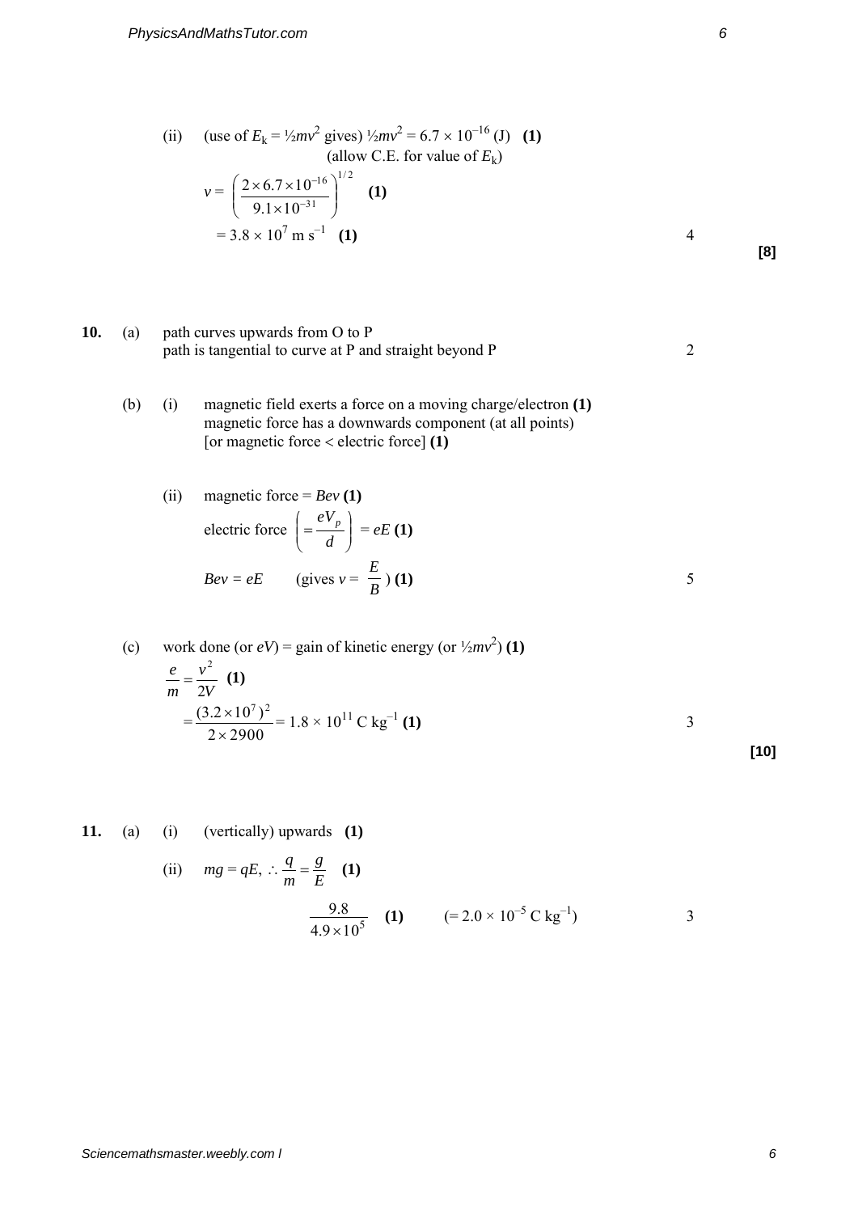(ii) (use of $E_k = ½mv^2$ gives) $½mv^2 = 6.7 \times 10^{-16}$ (J) **(1)**
(allow C.E. for value of $E_k$)

$$v = \left(\frac{2 \times 6.7 \times 10^{-16}}{9.1 \times 10^{-31}}\right)^{1/2}$$ **(1)**

$= 3.8 \times 10^7$ m s$^{-1}$ **(1)** 4

**[8]**

**10.** (a) path curves upwards from O to P
path is tangential to curve at P and straight beyond P 2

(b) (i) magnetic field exerts a force on a moving charge/electron **(1)**
magnetic force has a downwards component (at all points)
[or magnetic force < electric force] **(1)**

(ii) magnetic force = $Bev$ **(1)**

electric force $\left(= \frac{eV_p}{d}\right) = eE$ **(1)**

$Bev = eE$ (gives $v = \frac{E}{B}$) **(1)** 5

(c) work done (or $eV$) = gain of kinetic energy (or $½mv^2$) **(1)**

$$\frac{e}{m} = \frac{v^2}{2V}$$ **(1)**

$$= \frac{(3.2 \times 10^7)^2}{2 \times 2900} = 1.8 \times 10^{11} \text{ C kg}^{-1}$$ **(1)** 3

**[10]**

**11.** (a) (i) (vertically) upwards **(1)**

(ii) $mg = qE$, $\therefore \frac{q}{m} = \frac{g}{E}$ **(1)**

$$\frac{9.8}{4.9 \times 10^5}$$ **(1)** $(= 2.0 \times 10^{-5}$ C kg$^{-1})$ 3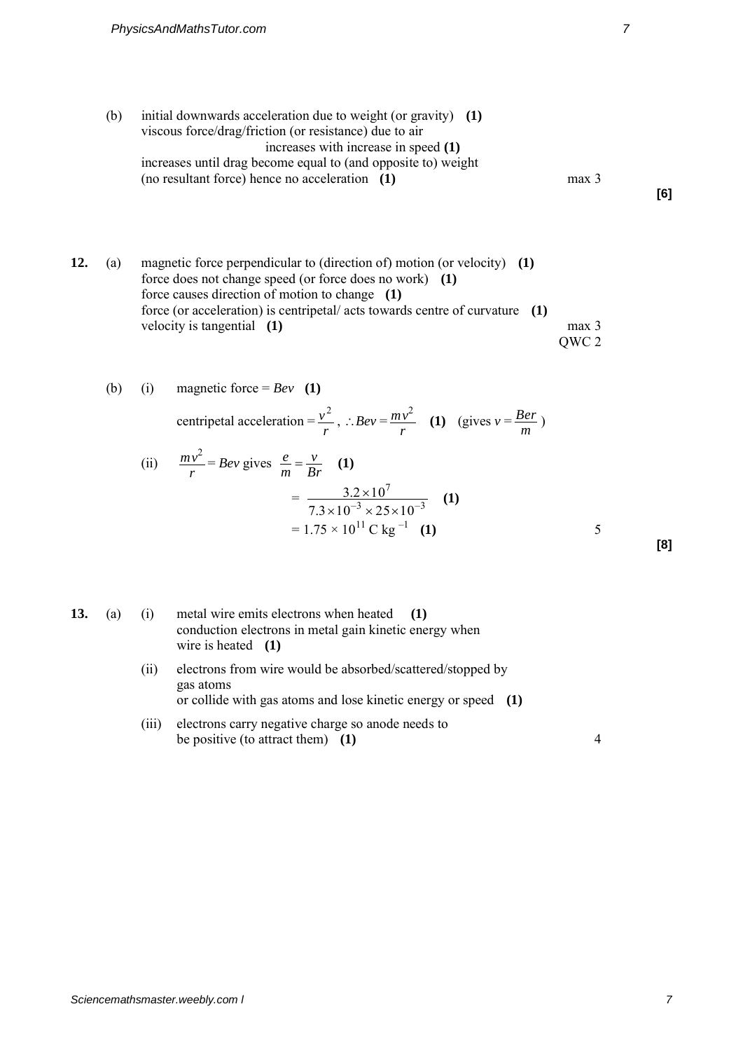(b) initial downwards acceleration due to weight (or gravity) **(1)**
viscous force/drag/friction (or resistance) due to air increases with increase in speed **(1)**
increases until drag become equal to (and opposite to) weight (no resultant force) hence no acceleration **(1)** max 3

**[6]**

**12.** (a) magnetic force perpendicular to (direction of) motion (or velocity) **(1)**
force does not change speed (or force does no work) **(1)**
force causes direction of motion to change **(1)**
force (or acceleration) is centripetal/ acts towards centre of curvature **(1)**
velocity is tangential **(1)** max 3
QWC 2

(b) (i) magnetic force = $Bev$ **(1)**

centripetal acceleration $= \frac{v^2}{r}$, $\therefore Bev = \frac{mv^2}{r}$ **(1)** (gives $v = \frac{Ber}{m}$)

(ii) $\frac{mv^2}{r} = Bev$ gives $\frac{e}{m} = \frac{v}{Br}$ **(1)**

$$= \frac{3.2 \times 10^7}{7.3 \times 10^{-3} \times 25 \times 10^{-3}} \quad \textbf{(1)}$$

$$= 1.75 \times 10^{11}\ \text{C kg}^{-1} \quad \textbf{(1)}$$

5

**[8]**

**13.** (a) (i) metal wire emits electrons when heated **(1)**
conduction electrons in metal gain kinetic energy when wire is heated **(1)**

(ii) electrons from wire would be absorbed/scattered/stopped by gas atoms
or collide with gas atoms and lose kinetic energy or speed **(1)**

(iii) electrons carry negative charge so anode needs to be positive (to attract them) **(1)** 4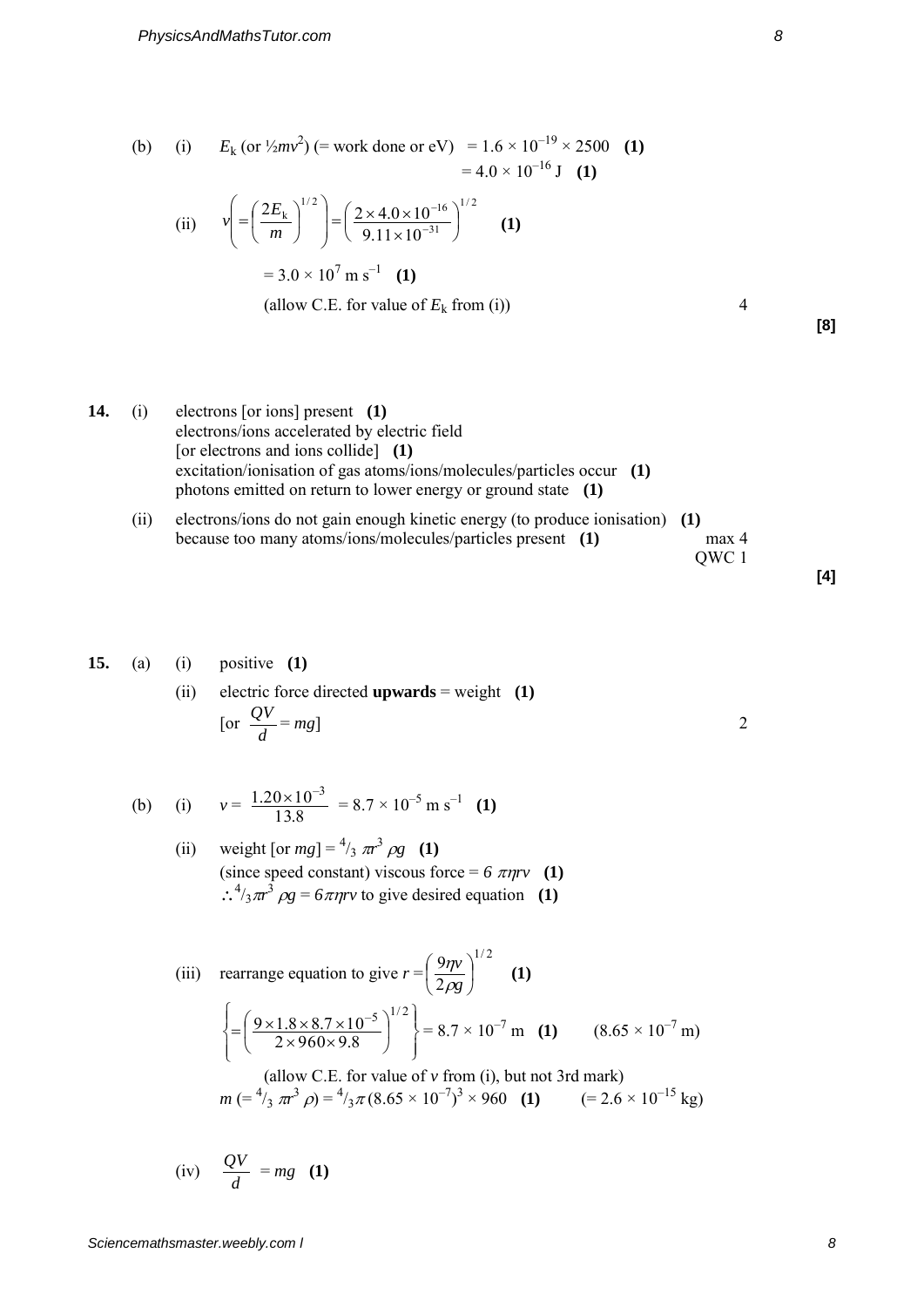(b) (i) $E_k$ (or $\frac{1}{2}mv^2$) (= work done or eV) $= 1.6 \times 10^{-19} \times 2500$ **(1)**

$= 4.0 \times 10^{-16}$ J **(1)**

(ii) $v\left(= \left(\frac{2E_k}{m}\right)^{1/2}\right) = \left(\frac{2 \times 4.0 \times 10^{-16}}{9.11 \times 10^{-31}}\right)^{1/2}$ **(1)**

$= 3.0 \times 10^7$ m s$^{-1}$ **(1)**

(allow C.E. for value of $E_k$ from (i)) 4

**[8]**

**14.** (i) electrons [or ions] present **(1)**
electrons/ions accelerated by electric field
[or electrons and ions collide] **(1)**
excitation/ionisation of gas atoms/ions/molecules/particles occur **(1)**
photons emitted on return to lower energy or ground state **(1)**

(ii) electrons/ions do not gain enough kinetic energy (to produce ionisation) **(1)**
because too many atoms/ions/molecules/particles present **(1)** max 4
QWC 1

**[4]**

**15.** (a) (i) positive **(1)**

(ii) electric force directed **upwards** = weight **(1)**
[or $\frac{QV}{d} = mg$] 2

(b) (i) $v = \frac{1.20 \times 10^{-3}}{13.8} = 8.7 \times 10^{-5}$ m s$^{-1}$ **(1)**

(ii) weight [or $mg$] $= \frac{4}{3}\pi r^3 \rho g$ **(1)**
(since speed constant) viscous force $= 6\pi\eta r v$ **(1)**
$\therefore \frac{4}{3}\pi r^3 \rho g = 6\pi\eta r v$ to give desired equation **(1)**

(iii) rearrange equation to give $r = \left(\frac{9\eta v}{2\rho g}\right)^{1/2}$ **(1)**

$\left\{= \left(\frac{9 \times 1.8 \times 8.7 \times 10^{-5}}{2 \times 960 \times 9.8}\right)^{1/2}\right\} = 8.7 \times 10^{-7}$ m **(1)** $(8.65 \times 10^{-7}$ m)

(allow C.E. for value of $v$ from (i), but not 3rd mark)

$m\ (= \frac{4}{3}\pi r^3 \rho) = \frac{4}{3}\pi (8.65 \times 10^{-7})^3 \times 960$ **(1)** $(= 2.6 \times 10^{-15}$ kg)

(iv) $\frac{QV}{d} = mg$ **(1)**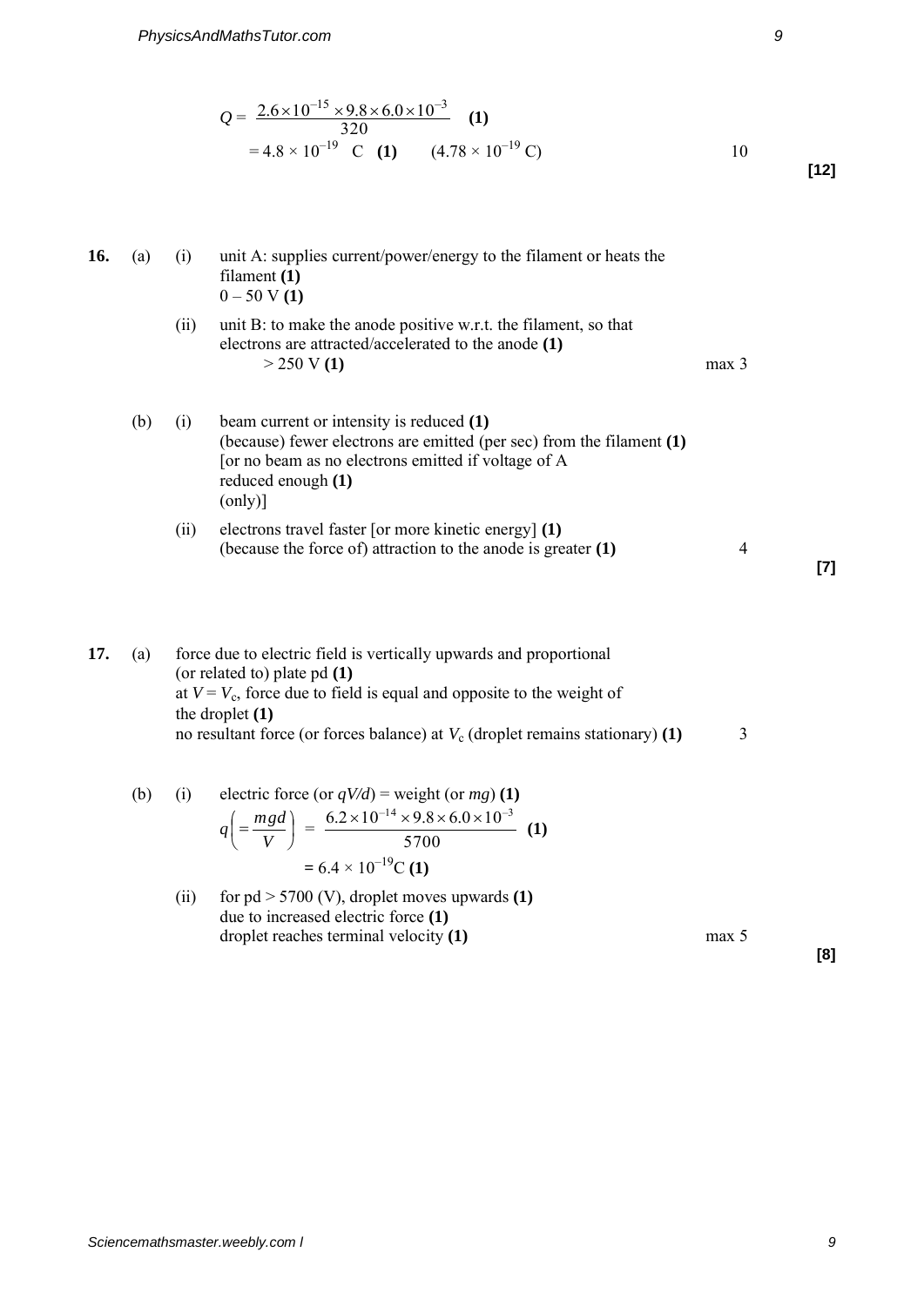$$Q = \frac{2.6\times10^{-15}\times9.8\times6.0\times10^{-3}}{320} \quad \textbf{(1)}$$

$= 4.8 \times 10^{-19}$ C **(1)** $(4.78 \times 10^{-19}$ C) 10

**[12]**

**16.** (a) (i) unit A: supplies current/power/energy to the filament or heats the filament **(1)**
0 – 50 V **(1)**

(ii) unit B: to make the anode positive w.r.t. the filament, so that electrons are attracted/accelerated to the anode **(1)**
> 250 V **(1)** max 3

(b) (i) beam current or intensity is reduced **(1)**
(because) fewer electrons are emitted (per sec) from the filament **(1)**
[or no beam as no electrons emitted if voltage of A reduced enough **(1)**
(only)]

(ii) electrons travel faster [or more kinetic energy] **(1)**
(because the force of) attraction to the anode is greater **(1)** 4

**[7]**

**17.** (a) force due to electric field is vertically upwards and proportional (or related to) plate pd **(1)**
at $V = V_c$, force due to field is equal and opposite to the weight of the droplet **(1)**
no resultant force (or forces balance) at $V_c$ (droplet remains stationary) **(1)** 3

(b) (i) electric force (or $qV/d$) = weight (or $mg$) **(1)**

$$q\left(=\frac{mgd}{V}\right) = \frac{6.2\times10^{-14}\times9.8\times6.0\times10^{-3}}{5700} \quad \textbf{(1)}$$

$= 6.4 \times 10^{-19}$C **(1)**

(ii) for pd > 5700 (V), droplet moves upwards **(1)**
due to increased electric force **(1)**
droplet reaches terminal velocity **(1)** max 5

**[8]**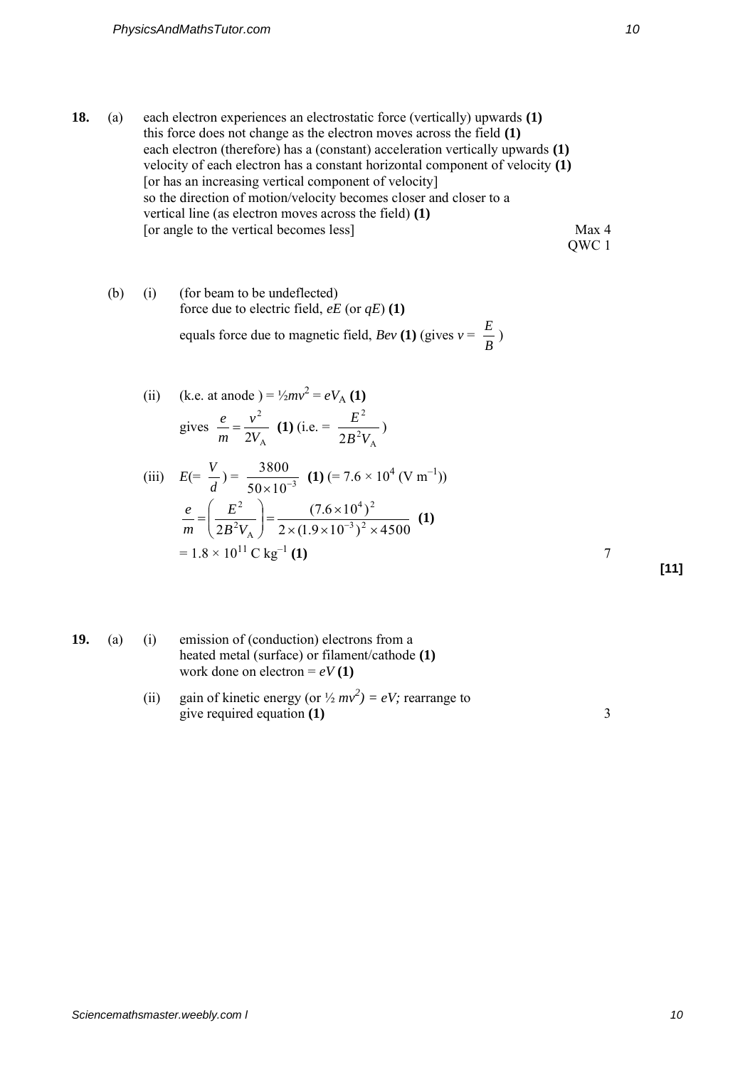**18.** (a) each electron experiences an electrostatic force (vertically) upwards **(1)**
this force does not change as the electron moves across the field **(1)**
each electron (therefore) has a (constant) acceleration vertically upwards **(1)**
velocity of each electron has a constant horizontal component of velocity **(1)**
[or has an increasing vertical component of velocity]
so the direction of motion/velocity becomes closer and closer to a vertical line (as electron moves across the field) **(1)**
[or angle to the vertical becomes less]

Max 4
QWC 1

(b) (i) (for beam to be undeflected)
force due to electric field, $eE$ (or $qE$) **(1)**
equals force due to magnetic field, $Bev$ **(1)** (gives $v = \frac{E}{B}$)

(ii) (k.e. at anode) $= \frac{1}{2}mv^2 = eV_A$ **(1)**
gives $\frac{e}{m} = \frac{v^2}{2V_A}$ **(1)** (i.e. $= \frac{E^2}{2B^2V_A}$)

(iii) $E(= \frac{V}{d}) = \frac{3800}{50 \times 10^{-3}}$ **(1)** ($= 7.6 \times 10^4$ (V m$^{-1}$))
$\frac{e}{m} = \left(\frac{E^2}{2B^2V_A}\right) = \frac{(7.6 \times 10^4)^2}{2 \times (1.9 \times 10^{-3})^2 \times 4500}$ **(1)**
$= 1.8 \times 10^{11}$ C kg$^{-1}$ **(1)**

7

**[11]**

**19.** (a) (i) emission of (conduction) electrons from a heated metal (surface) or filament/cathode **(1)**
work done on electron $= eV$ **(1)**

(ii) gain of kinetic energy (or $\frac{1}{2} mv^2) = eV$; rearrange to give required equation **(1)**

3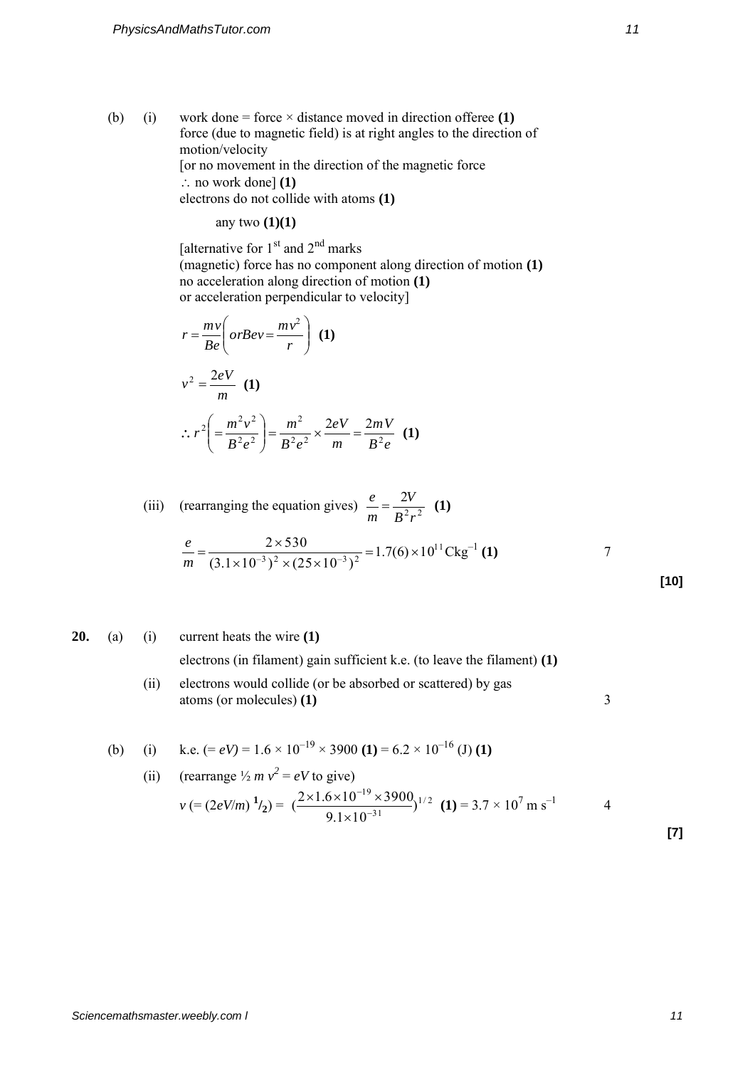(b) (i) work done = force × distance moved in direction offeree **(1)**
force (due to magnetic field) is at right angles to the direction of motion/velocity
[or no movement in the direction of the magnetic force
$\therefore$ no work done] **(1)**
electrons do not collide with atoms **(1)**

any two **(1)(1)**

[alternative for 1st and 2nd marks
(magnetic) force has no component along direction of motion **(1)**
no acceleration along direction of motion **(1)**
or acceleration perpendicular to velocity]

$$r = \frac{mv}{Be}\left(or Bev = \frac{mv^2}{r}\right) \quad \textbf{(1)}$$

$$v^2 = \frac{2eV}{m} \quad \textbf{(1)}$$

$$\therefore r^2\left(= \frac{m^2v^2}{B^2e^2}\right) = \frac{m^2}{B^2e^2} \times \frac{2eV}{m} = \frac{2mV}{B^2e} \quad \textbf{(1)}$$

(iii) (rearranging the equation gives) $\frac{e}{m} = \frac{2V}{B^2r^2}$ **(1)**

$$\frac{e}{m} = \frac{2 \times 530}{(3.1 \times 10^{-3})^2 \times (25 \times 10^{-3})^2} = 1.7(6) \times 10^{11}\,\text{Ckg}^{-1} \quad \textbf{(1)}$$

7

**[10]**

**20.** (a) (i) current heats the wire **(1)**

electrons (in filament) gain sufficient k.e. (to leave the filament) **(1)**

(ii) electrons would collide (or be absorbed or scattered) by gas atoms (or molecules) **(1)**

3

(b) (i) k.e. (= $eV$) = $1.6 \times 10^{-19} \times 3900$ **(1)** = $6.2 \times 10^{-16}$ (J) **(1)**

(ii) (rearrange $\frac{1}{2} m v^2 = eV$ to give)

$v$ (= $(2eV/m)^{1/2}$) = $\left(\frac{2 \times 1.6 \times 10^{-19} \times 3900}{9.1 \times 10^{-31}}\right)^{1/2}$ **(1)** = $3.7 \times 10^7$ m s$^{-1}$

4

**[7]**